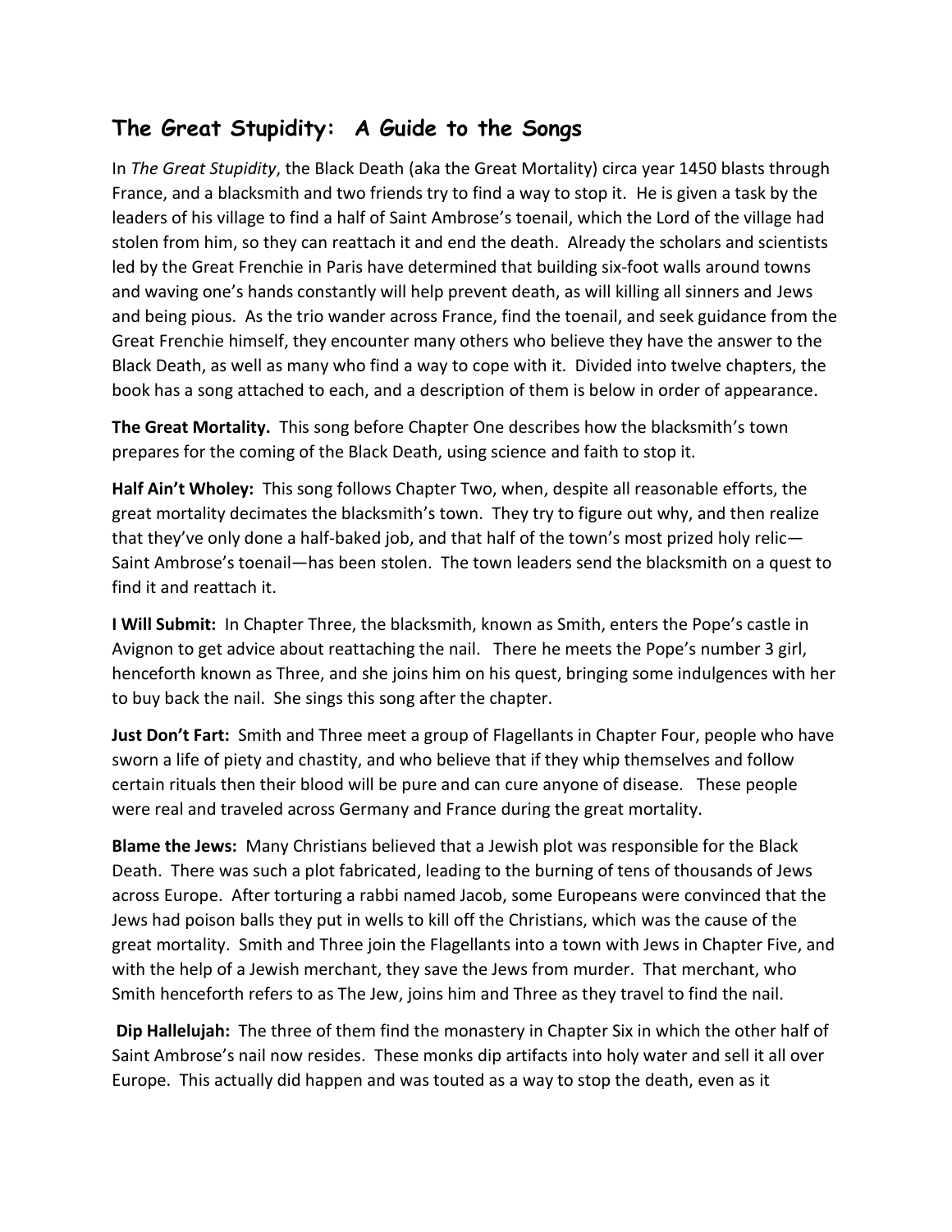## The Great Stupidity: A Guide to the Songs

In *The Great Stupidity*, the Black Death (aka the Great Mortality) circa year 1450 blasts through France, and a blacksmith and two friends try to find a way to stop it. He is given a task by the leaders of his village to find a half of Saint Ambrose's toenail, which the Lord of the village had stolen from him, so they can reattach it and end the death. Already the scholars and scientists led by the Great Frenchie in Paris have determined that building six-foot walls around towns and waving one's hands constantly will help prevent death, as will killing all sinners and Jews and being pious. As the trio wander across France, find the toenail, and seek guidance from the Great Frenchie himself, they encounter many others who believe they have the answer to the Black Death, as well as many who find a way to cope with it. Divided into twelve chapters, the book has a song attached to each, and a description of them is below in order of appearance.

**The Great Mortality.** This song before Chapter One describes how the blacksmith's town prepares for the coming of the Black Death, using science and faith to stop it.

**Half Ain't Wholey:** This song follows Chapter Two, when, despite all reasonable efforts, the great mortality decimates the blacksmith's town. They try to figure out why, and then realize that they've only done a half-baked job, and that half of the town's most prized holy relic—Saint Ambrose's toenail—has been stolen. The town leaders send the blacksmith on a quest to find it and reattach it.

**I Will Submit:** In Chapter Three, the blacksmith, known as Smith, enters the Pope's castle in Avignon to get advice about reattaching the nail. There he meets the Pope's number 3 girl, henceforth known as Three, and she joins him on his quest, bringing some indulgences with her to buy back the nail. She sings this song after the chapter.

**Just Don't Fart:** Smith and Three meet a group of Flagellants in Chapter Four, people who have sworn a life of piety and chastity, and who believe that if they whip themselves and follow certain rituals then their blood will be pure and can cure anyone of disease. These people were real and traveled across Germany and France during the great mortality.

**Blame the Jews:** Many Christians believed that a Jewish plot was responsible for the Black Death. There was such a plot fabricated, leading to the burning of tens of thousands of Jews across Europe. After torturing a rabbi named Jacob, some Europeans were convinced that the Jews had poison balls they put in wells to kill off the Christians, which was the cause of the great mortality. Smith and Three join the Flagellants into a town with Jews in Chapter Five, and with the help of a Jewish merchant, they save the Jews from murder. That merchant, who Smith henceforth refers to as The Jew, joins him and Three as they travel to find the nail.

**Dip Hallelujah:** The three of them find the monastery in Chapter Six in which the other half of Saint Ambrose's nail now resides. These monks dip artifacts into holy water and sell it all over Europe. This actually did happen and was touted as a way to stop the death, even as it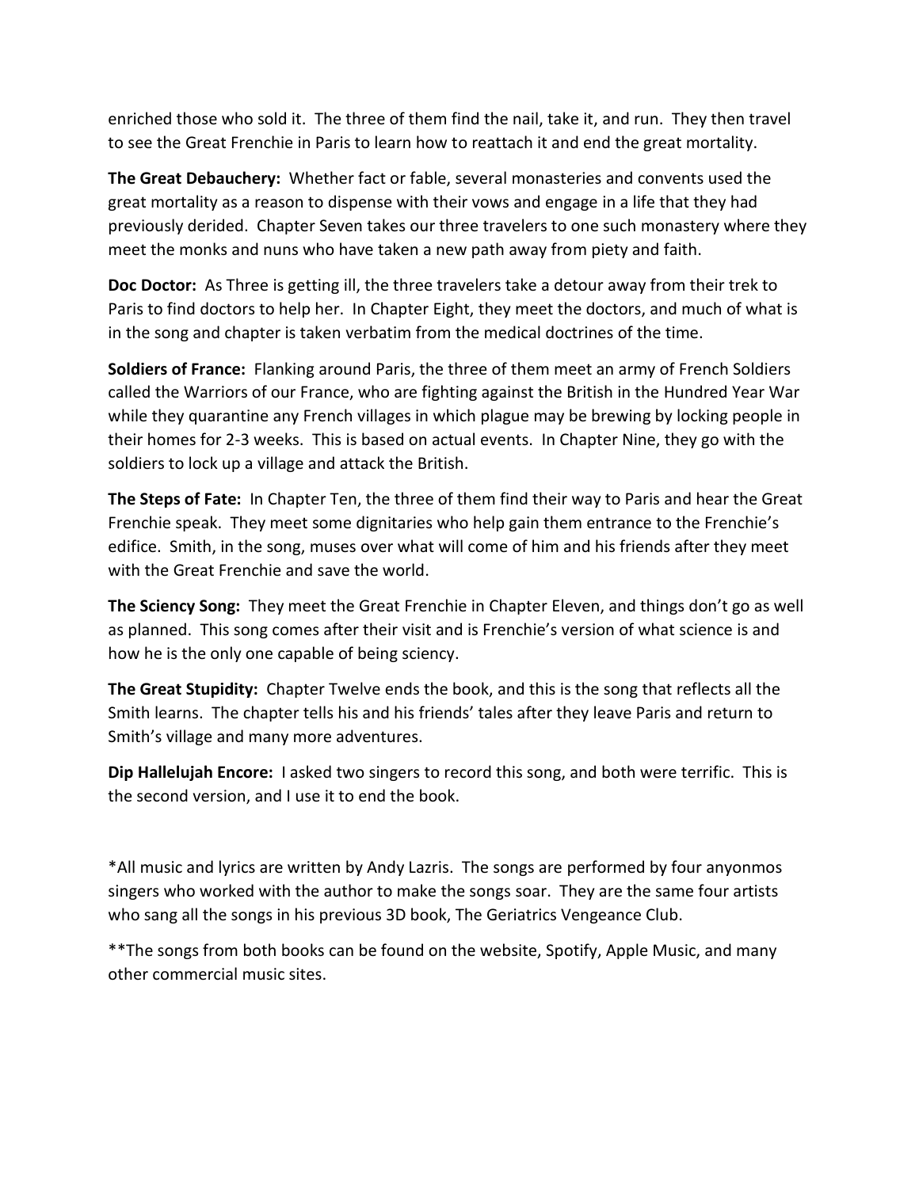enriched those who sold it. The three of them find the nail, take it, and run. They then travel to see the Great Frenchie in Paris to learn how to reattach it and end the great mortality.

**The Great Debauchery:** Whether fact or fable, several monasteries and convents used the great mortality as a reason to dispense with their vows and engage in a life that they had previously derided. Chapter Seven takes our three travelers to one such monastery where they meet the monks and nuns who have taken a new path away from piety and faith.

**Doc Doctor:** As Three is getting ill, the three travelers take a detour away from their trek to Paris to find doctors to help her. In Chapter Eight, they meet the doctors, and much of what is in the song and chapter is taken verbatim from the medical doctrines of the time.

**Soldiers of France:** Flanking around Paris, the three of them meet an army of French Soldiers called the Warriors of our France, who are fighting against the British in the Hundred Year War while they quarantine any French villages in which plague may be brewing by locking people in their homes for 2-3 weeks. This is based on actual events. In Chapter Nine, they go with the soldiers to lock up a village and attack the British.

**The Steps of Fate:** In Chapter Ten, the three of them find their way to Paris and hear the Great Frenchie speak. They meet some dignitaries who help gain them entrance to the Frenchie's edifice. Smith, in the song, muses over what will come of him and his friends after they meet with the Great Frenchie and save the world.

**The Sciency Song:** They meet the Great Frenchie in Chapter Eleven, and things don't go as well as planned. This song comes after their visit and is Frenchie's version of what science is and how he is the only one capable of being sciency.

**The Great Stupidity:** Chapter Twelve ends the book, and this is the song that reflects all the Smith learns. The chapter tells his and his friends' tales after they leave Paris and return to Smith's village and many more adventures.

**Dip Hallelujah Encore:** I asked two singers to record this song, and both were terrific. This is the second version, and I use it to end the book.

*All music and lyrics are written by Andy Lazris. The songs are performed by four anyonmos singers who worked with the author to make the songs soar. They are the same four artists who sang all the songs in his previous 3D book, The Geriatrics Vengeance Club.

**The songs from both books can be found on the website, Spotify, Apple Music, and many other commercial music sites.